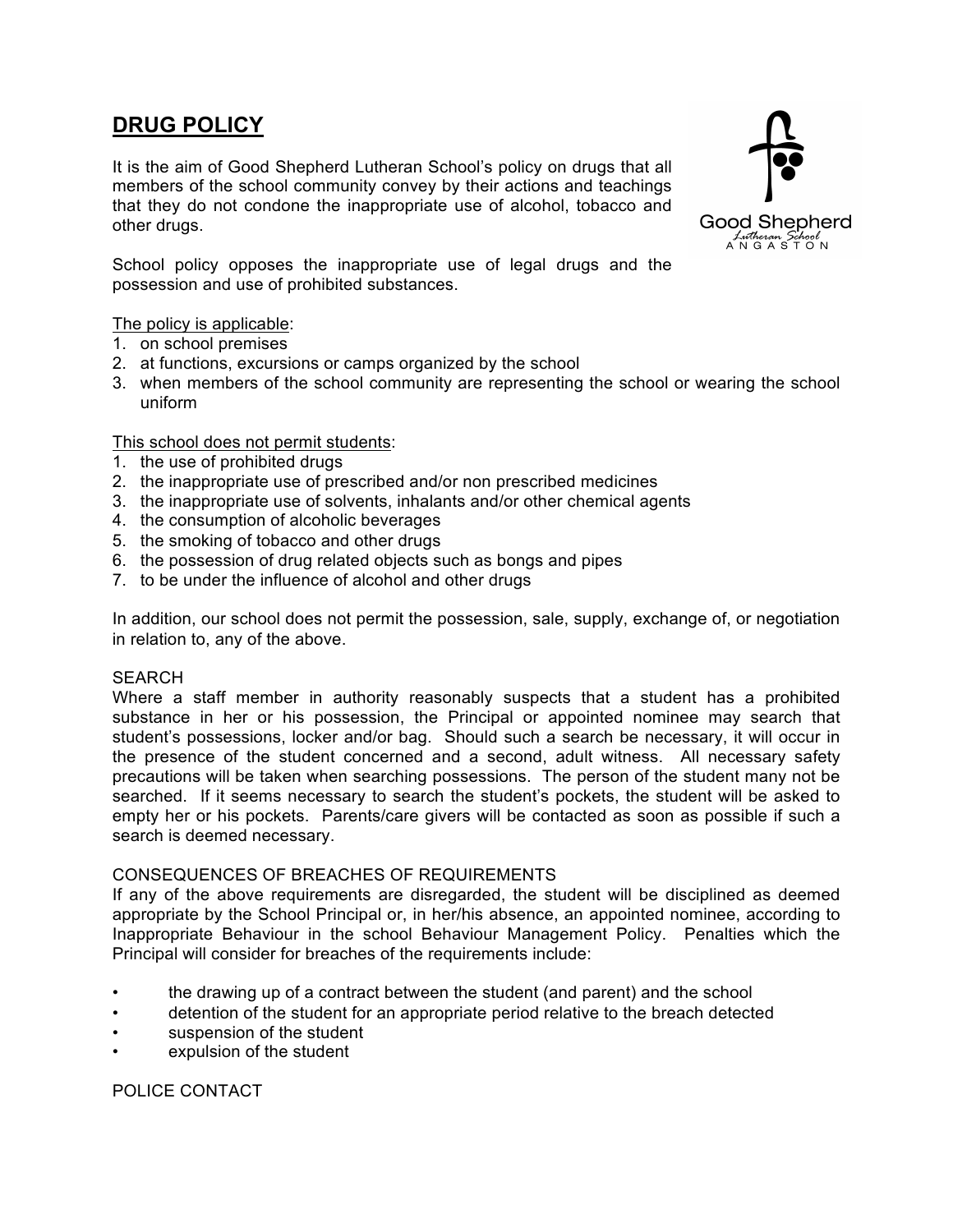# DRUG POLICY

It is the aim of Good Shepherd Lutheran School's policy on drugs that all members of the school community convey by their actions and teachings that they do not condone the inappropriate use of alcohol, tobacco and other drugs.

School policy opposes the inappropriate use of legal drugs and the possession and use of prohibited substances.

The policy is applicable:

1. on school premises
2. at functions, excursions or camps organized by the school
3. when members of the school community are representing the school or wearing the school uniform

This school does not permit students:

1. the use of prohibited drugs
2. the inappropriate use of prescribed and/or non prescribed medicines
3. the inappropriate use of solvents, inhalants and/or other chemical agents
4. the consumption of alcoholic beverages
5. the smoking of tobacco and other drugs
6. the possession of drug related objects such as bongs and pipes
7. to be under the influence of alcohol and other drugs

In addition, our school does not permit the possession, sale, supply, exchange of, or negotiation in relation to, any of the above.

SEARCH

Where a staff member in authority reasonably suspects that a student has a prohibited substance in her or his possession, the Principal or appointed nominee may search that student's possessions, locker and/or bag. Should such a search be necessary, it will occur in the presence of the student concerned and a second, adult witness. All necessary safety precautions will be taken when searching possessions. The person of the student many not be searched. If it seems necessary to search the student's pockets, the student will be asked to empty her or his pockets. Parents/care givers will be contacted as soon as possible if such a search is deemed necessary.

CONSEQUENCES OF BREACHES OF REQUIREMENTS

If any of the above requirements are disregarded, the student will be disciplined as deemed appropriate by the School Principal or, in her/his absence, an appointed nominee, according to Inappropriate Behaviour in the school Behaviour Management Policy. Penalties which the Principal will consider for breaches of the requirements include:

- the drawing up of a contract between the student (and parent) and the school
- detention of the student for an appropriate period relative to the breach detected
- suspension of the student
- expulsion of the student

POLICE CONTACT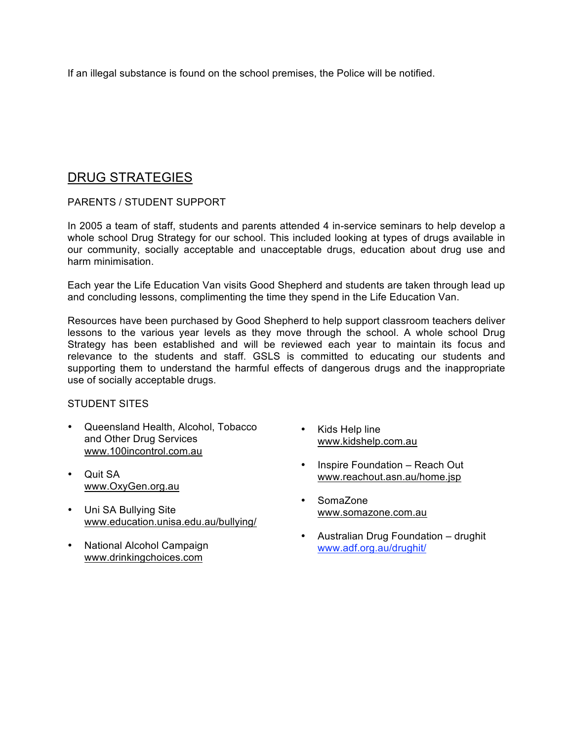If an illegal substance is found on the school premises, the Police will be notified.

## DRUG STRATEGIES

PARENTS / STUDENT SUPPORT

In 2005 a team of staff, students and parents attended 4 in-service seminars to help develop a whole school Drug Strategy for our school. This included looking at types of drugs available in our community, socially acceptable and unacceptable drugs, education about drug use and harm minimisation.

Each year the Life Education Van visits Good Shepherd and students are taken through lead up and concluding lessons, complimenting the time they spend in the Life Education Van.

Resources have been purchased by Good Shepherd to help support classroom teachers deliver lessons to the various year levels as they move through the school. A whole school Drug Strategy has been established and will be reviewed each year to maintain its focus and relevance to the students and staff. GSLS is committed to educating our students and supporting them to understand the harmful effects of dangerous drugs and the inappropriate use of socially acceptable drugs.

STUDENT SITES

- Queensland Health, Alcohol, Tobacco and Other Drug Services
  www.100incontrol.com.au
- Quit SA
  www.OxyGen.org.au
- Uni SA Bullying Site
  www.education.unisa.edu.au/bullying/
- National Alcohol Campaign
  www.drinkingchoices.com
- Kids Help line
  www.kidshelp.com.au
- Inspire Foundation – Reach Out
  www.reachout.asn.au/home.jsp
- SomaZone
  www.somazone.com.au
- Australian Drug Foundation – drughit
  www.adf.org.au/drughit/